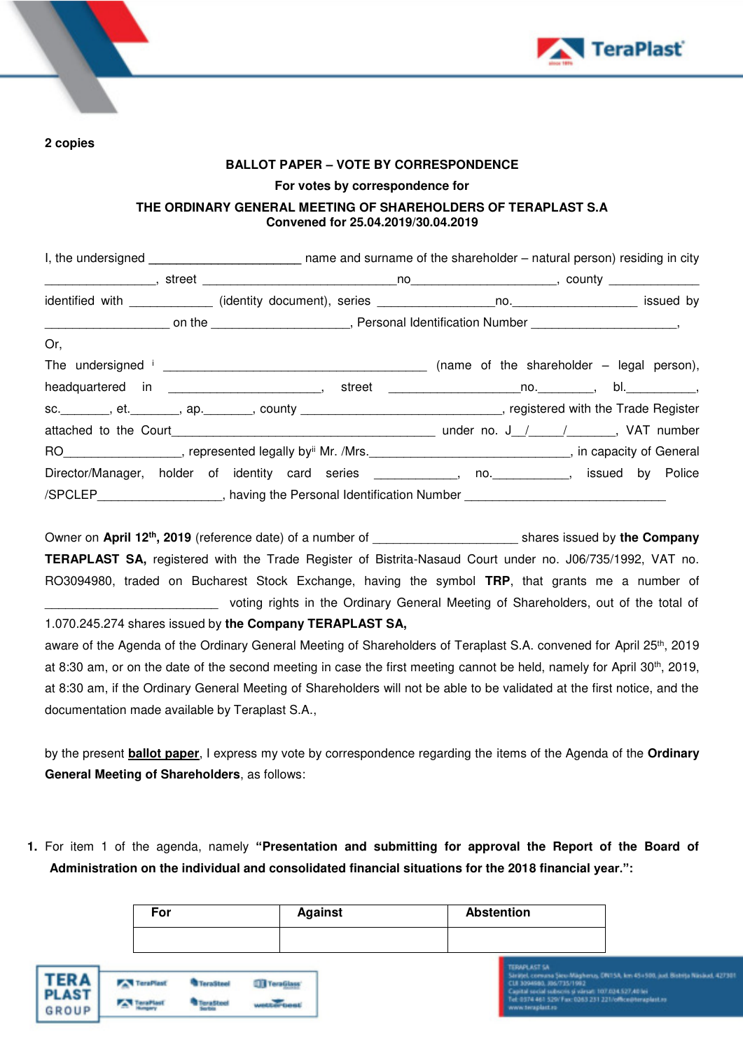**2 copies**

**BALLOT PAPER – VOTE BY CORRESPONDENCE**

**For votes by correspondence for**

**THE ORDINARY GENERAL MEETING OF SHAREHOLDERS OF TERAPLAST S.A**
**Convened for 25.04.2019/30.04.2019**

I, the undersigned ______________________ name and surname of the shareholder – natural person) residing in city ________________, street ____________________________no____________________, county _____________ identified with ____________ (identity document), series _________________no.__________________ issued by __________________ on the ____________________, Personal Identification Number ______________________,

Or,

The undersigned [i] ______________________________________ (name of the shareholder – legal person), headquartered in ______________________, street ___________________no.________, bl.__________, sc._______, et._______, ap._______, county ______________________________, registered with the Trade Register attached to the Court______________________________________ under no. J__/_____/_______, VAT number RO_________________, represented legally by[ii] Mr. /Mrs.______________________________, in capacity of General Director/Manager, holder of identity card series ____________, no.___________, issued by Police /SPCLEP__________________, having the Personal Identification Number _____________________________

Owner on **April 12th, 2019** (reference date) of a number of ____________________ shares issued by **the Company TERAPLAST SA,** registered with the Trade Register of Bistrita-Nasaud Court under no. J06/735/1992, VAT no. RO3094980, traded on Bucharest Stock Exchange, having the symbol **TRP**, that grants me a number of _________________________ voting rights in the Ordinary General Meeting of Shareholders, out of the total of 1.070.245.274 shares issued by **the Company TERAPLAST SA,**
aware of the Agenda of the Ordinary General Meeting of Shareholders of Teraplast S.A. convened for April 25th, 2019 at 8:30 am, or on the date of the second meeting in case the first meeting cannot be held, namely for April 30th, 2019, at 8:30 am, if the Ordinary General Meeting of Shareholders will not be able to be validated at the first notice, and the documentation made available by Teraplast S.A.,

by the present **ballot paper**, I express my vote by correspondence regarding the items of the Agenda of the **Ordinary General Meeting of Shareholders**, as follows:

1. For item 1 of the agenda, namely **"Presentation and submitting for approval the Report of the Board of Administration on the individual and consolidated financial situations for the 2018 financial year.":**

| For | Against | Abstention |
|---|---|---|
| | | |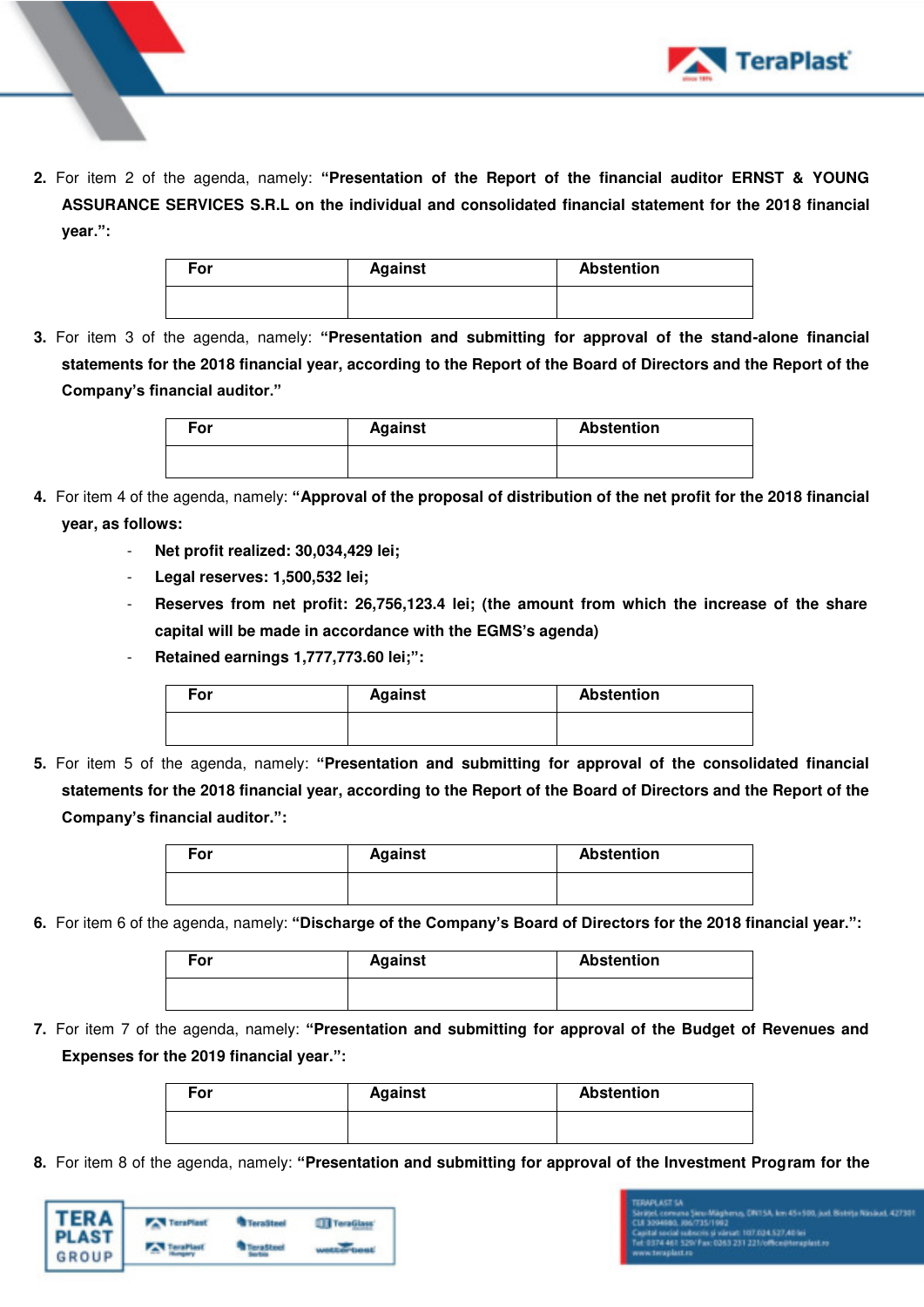2. For item 2 of the agenda, namely: **"Presentation of the Report of the financial auditor ERNST & YOUNG ASSURANCE SERVICES S.R.L on the individual and consolidated financial statement for the 2018 financial year.":**

| For | Against | Abstention |
|---|---|---|
| | | |

3. For item 3 of the agenda, namely: **"Presentation and submitting for approval of the stand-alone financial statements for the 2018 financial year, according to the Report of the Board of Directors and the Report of the Company's financial auditor."**

| For | Against | Abstention |
|---|---|---|
| | | |

4. For item 4 of the agenda, namely: **"Approval of the proposal of distribution of the net profit for the 2018 financial year, as follows:**
   - **Net profit realized: 30,034,429 lei;**
   - **Legal reserves: 1,500,532 lei;**
   - **Reserves from net profit: 26,756,123.4 lei; (the amount from which the increase of the share capital will be made in accordance with the EGMS's agenda)**
   - **Retained earnings 1,777,773.60 lei;":**

| For | Against | Abstention |
|---|---|---|
| | | |

5. For item 5 of the agenda, namely: **"Presentation and submitting for approval of the consolidated financial statements for the 2018 financial year, according to the Report of the Board of Directors and the Report of the Company's financial auditor.":**

| For | Against | Abstention |
|---|---|---|
| | | |

6. For item 6 of the agenda, namely: **"Discharge of the Company's Board of Directors for the 2018 financial year.":**

| For | Against | Abstention |
|---|---|---|
| | | |

7. For item 7 of the agenda, namely: **"Presentation and submitting for approval of the Budget of Revenues and Expenses for the 2019 financial year.":**

| For | Against | Abstention |
|---|---|---|
| | | |

8. For item 8 of the agenda, namely: **"Presentation and submitting for approval of the Investment Program for the**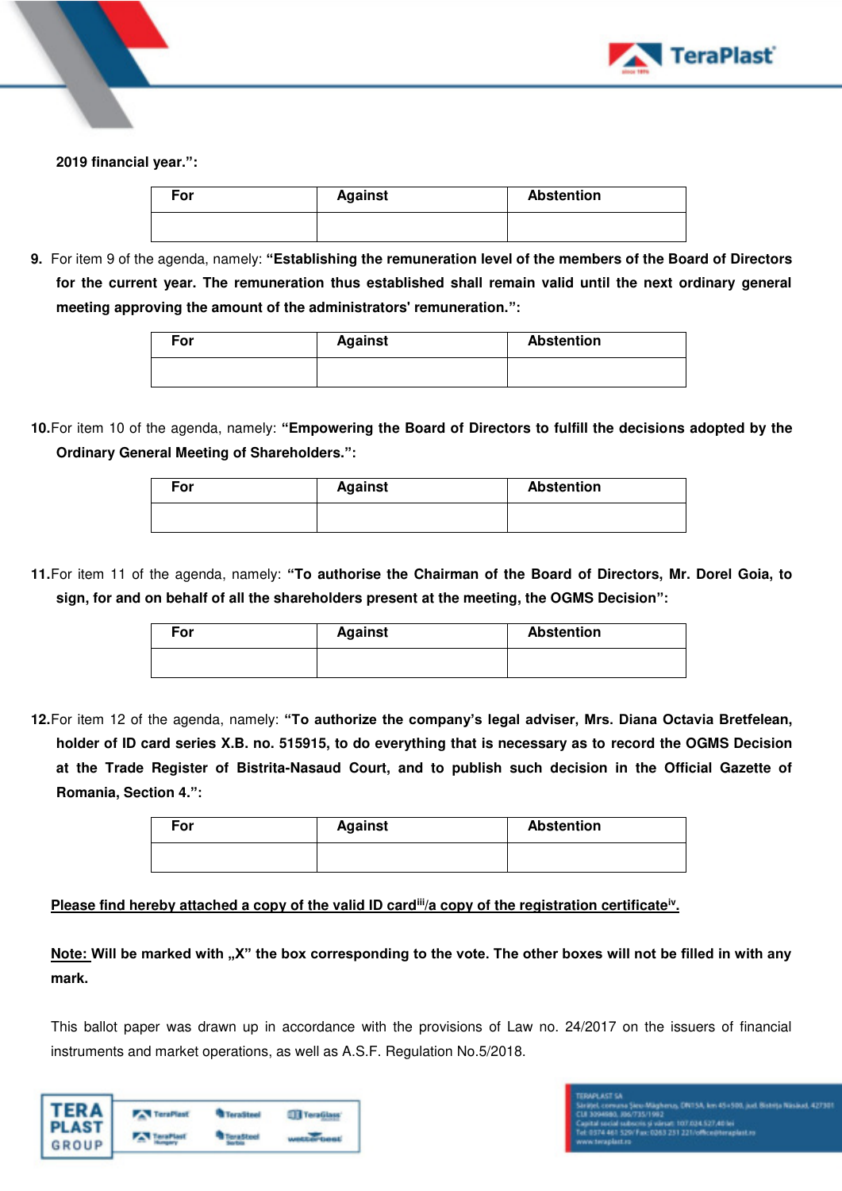**2019 financial year.”:**

| For | Against | Abstention |
|---|---|---|
| | | |

9. For item 9 of the agenda, namely: **“Establishing the remuneration level of the members of the Board of Directors for the current year. The remuneration thus established shall remain valid until the next ordinary general meeting approving the amount of the administrators' remuneration.”:**

| For | Against | Abstention |
|---|---|---|
| | | |

10. For item 10 of the agenda, namely: **“Empowering the Board of Directors to fulfill the decisions adopted by the Ordinary General Meeting of Shareholders.”:**

| For | Against | Abstention |
|---|---|---|
| | | |

11. For item 11 of the agenda, namely: **“To authorise the Chairman of the Board of Directors, Mr. Dorel Goia, to sign, for and on behalf of all the shareholders present at the meeting, the OGMS Decision”:**

| For | Against | Abstention |
|---|---|---|
| | | |

12. For item 12 of the agenda, namely: **“To authorize the company’s legal adviser, Mrs. Diana Octavia Bretfelean, holder of ID card series X.B. no. 515915, to do everything that is necessary as to record the OGMS Decision at the Trade Register of Bistrita-Nasaud Court, and to publish such decision in the Official Gazette of Romania, Section 4.”:**

| For | Against | Abstention |
|---|---|---|
| | | |

**Please find hereby attached a copy of the valid ID card[iii]/a copy of the registration certificate[iv].**

**Note: Will be marked with „X” the box corresponding to the vote. The other boxes will not be filled in with any mark.**

This ballot paper was drawn up in accordance with the provisions of Law no. 24/2017 on the issuers of financial instruments and market operations, as well as A.S.F. Regulation No.5/2018.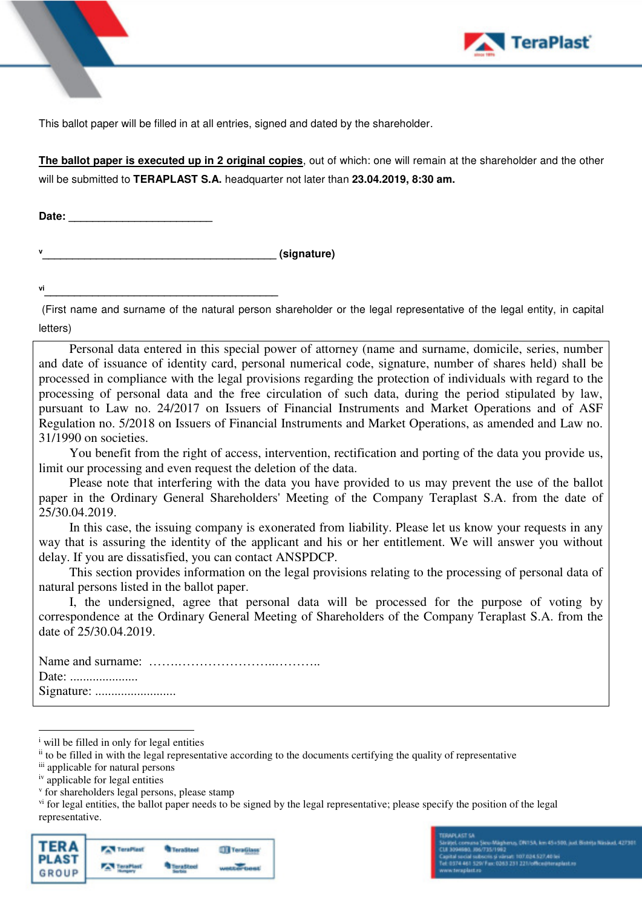This ballot paper will be filled in at all entries, signed and dated by the shareholder.

**The ballot paper is executed up in 2 original copies**, out of which: one will remain at the shareholder and the other will be submitted to **TERAPLAST S.A.** headquarter not later than **23.04.2019, 8:30 am.**

**Date:** ________________________

[v]________________________________________ **(signature)**

[vi]________________________________________

(First name and surname of the natural person shareholder or the legal representative of the legal entity, in capital letters)

Personal data entered in this special power of attorney (name and surname, domicile, series, number and date of issuance of identity card, personal numerical code, signature, number of shares held) shall be processed in compliance with the legal provisions regarding the protection of individuals with regard to the processing of personal data and the free circulation of such data, during the period stipulated by law, pursuant to Law no. 24/2017 on Issuers of Financial Instruments and Market Operations and of ASF Regulation no. 5/2018 on Issuers of Financial Instruments and Market Operations, as amended and Law no. 31/1990 on societies.

You benefit from the right of access, intervention, rectification and porting of the data you provide us, limit our processing and even request the deletion of the data.

Please note that interfering with the data you have provided to us may prevent the use of the ballot paper in the Ordinary General Shareholders' Meeting of the Company Teraplast S.A. from the date of 25/30.04.2019.

In this case, the issuing company is exonerated from liability. Please let us know your requests in any way that is assuring the identity of the applicant and his or her entitlement. We will answer you without delay. If you are dissatisfied, you can contact ANSPDCP.

This section provides information on the legal provisions relating to the processing of personal data of natural persons listed in the ballot paper.

I, the undersigned, agree that personal data will be processed for the purpose of voting by correspondence at the Ordinary General Meeting of Shareholders of the Company Teraplast S.A. from the date of 25/30.04.2019.

Name and surname: ……..…………………..………..
Date: .....................
Signature: .........................

---

[i] will be filled in only for legal entities
[ii] to be filled in with the legal representative according to the documents certifying the quality of representative
[iii] applicable for natural persons
[iv] applicable for legal entities
[v] for shareholders legal persons, please stamp
[vi] for legal entities, the ballot paper needs to be signed by the legal representative; please specify the position of the legal representative.